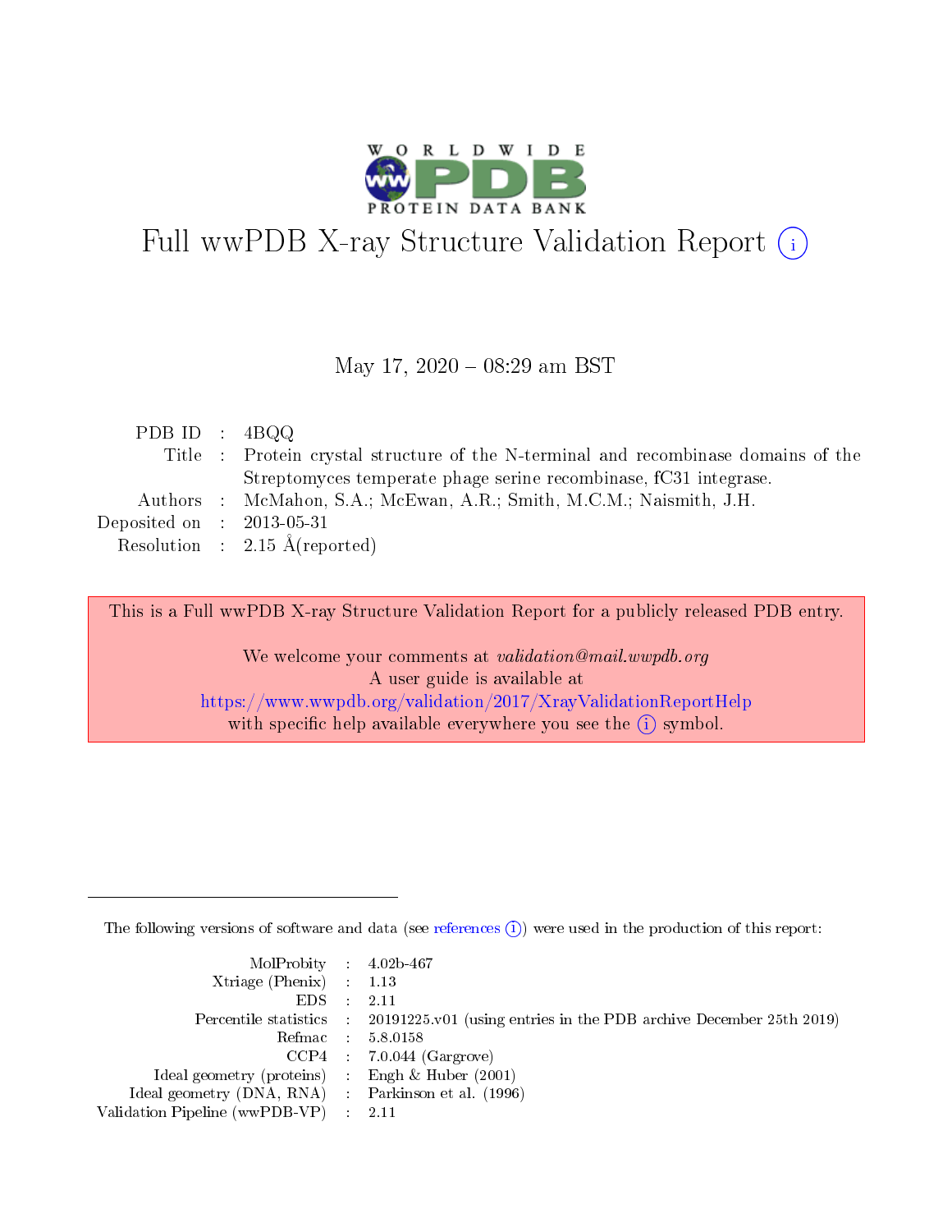# Full wwPDB X-ray Structure Validation Report (i)

May 17, 2020 – 08:29 am BST

| | | |
|---|---|---|
| PDB ID | : | 4BQQ |
| Title | : | Protein crystal structure of the N-terminal and recombinase domains of the Streptomyces temperate phage serine recombinase, fC31 integrase. |
| Authors | : | McMahon, S.A.; McEwan, A.R.; Smith, M.C.M.; Naismith, J.H. |
| Deposited on | : | 2013-05-31 |
| Resolution | : | 2.15 Å(reported) |

This is a Full wwPDB X-ray Structure Validation Report for a publicly released PDB entry.

We welcome your comments at *validation@mail.wwpdb.org*
A user guide is available at
https://www.wwpdb.org/validation/2017/XrayValidationReportHelp
with specific help available everywhere you see the (i) symbol.

---

The following versions of software and data (see references (i)) were used in the production of this report:

| | | |
|---|---|---|
| MolProbity | : | 4.02b-467 |
| Xtriage (Phenix) | : | 1.13 |
| EDS | : | 2.11 |
| Percentile statistics | : | 20191225.v01 (using entries in the PDB archive December 25th 2019) |
| Refmac | : | 5.8.0158 |
| CCP4 | : | 7.0.044 (Gargrove) |
| Ideal geometry (proteins) | : | Engh & Huber (2001) |
| Ideal geometry (DNA, RNA) | : | Parkinson et al. (1996) |
| Validation Pipeline (wwPDB-VP) | : | 2.11 |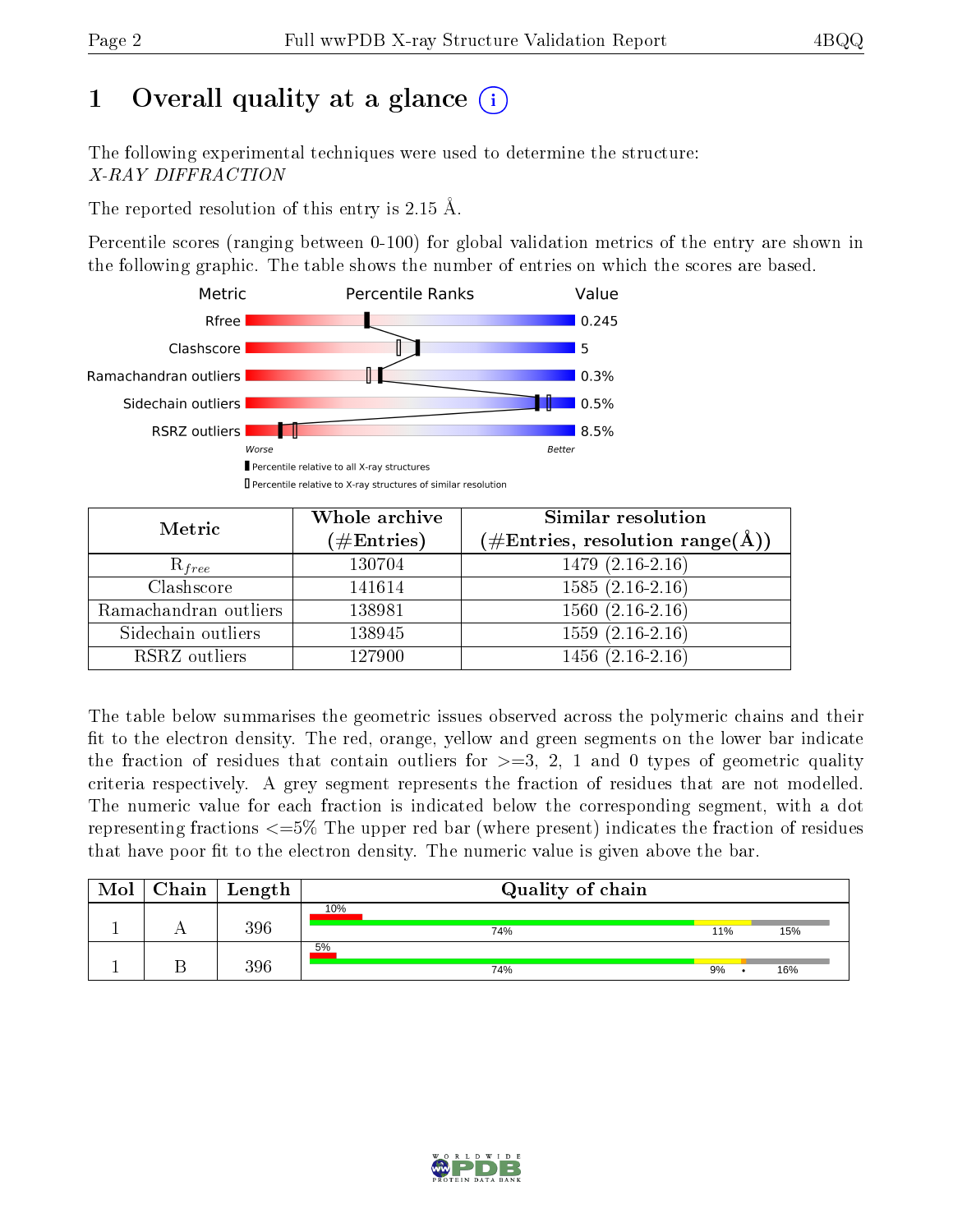# 1 Overall quality at a glance (i)

The following experimental techniques were used to determine the structure:
*X-RAY DIFFRACTION*

The reported resolution of this entry is 2.15 Å.

Percentile scores (ranging between 0-100) for global validation metrics of the entry are shown in the following graphic. The table shows the number of entries on which the scores are based.

| Metric | Value |
|---|---|
| Rfree | 0.245 |
| Clashscore | 5 |
| Ramachandran outliers | 0.3% |
| Sidechain outliers | 0.5% |
| RSRZ outliers | 8.5% |

Worse — Better

▮ Percentile relative to all X-ray structures
▯ Percentile relative to X-ray structures of similar resolution

| Metric | Whole archive (#Entries) | Similar resolution (#Entries, resolution range(Å)) |
|---|---|---|
| $R_{free}$ | 130704 | 1479 (2.16-2.16) |
| Clashscore | 141614 | 1585 (2.16-2.16) |
| Ramachandran outliers | 138981 | 1560 (2.16-2.16) |
| Sidechain outliers | 138945 | 1559 (2.16-2.16) |
| RSRZ outliers | 127900 | 1456 (2.16-2.16) |

The table below summarises the geometric issues observed across the polymeric chains and their fit to the electron density. The red, orange, yellow and green segments on the lower bar indicate the fraction of residues that contain outliers for >=3, 2, 1 and 0 types of geometric quality criteria respectively. A grey segment represents the fraction of residues that are not modelled. The numeric value for each fraction is indicated below the corresponding segment, with a dot representing fractions <=5% The upper red bar (where present) indicates the fraction of residues that have poor fit to the electron density. The numeric value is given above the bar.

| Mol | Chain | Length | Quality of chain |
|---|---|---|---|
| 1 | A | 396 | 10% (poor fit); 74%, 11%, 15% |
| 1 | B | 396 | 5% (poor fit); 74%, 9%, •, 16% |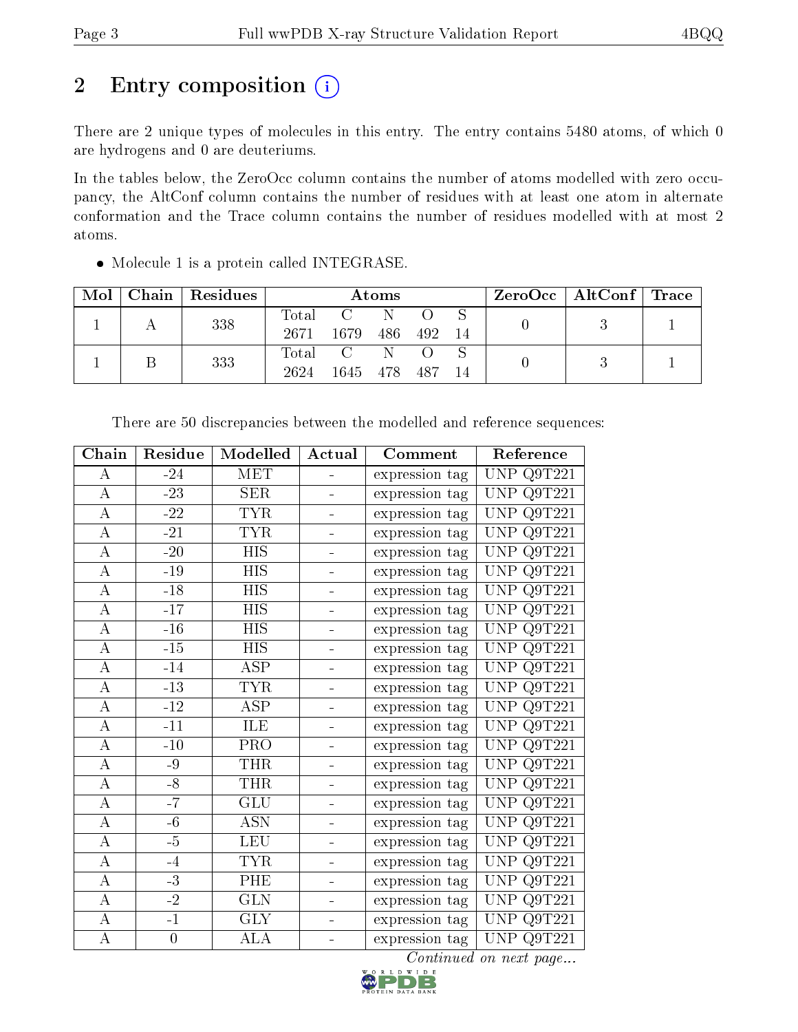# 2 Entry composition

There are 2 unique types of molecules in this entry. The entry contains 5480 atoms, of which 0 are hydrogens and 0 are deuteriums.

In the tables below, the ZeroOcc column contains the number of atoms modelled with zero occupancy, the AltConf column contains the number of residues with at least one atom in alternate conformation and the Trace column contains the number of residues modelled with at most 2 atoms.

- Molecule 1 is a protein called INTEGRASE.

| Mol | Chain | Residues | Atoms | | | | | ZeroOcc | AltConf | Trace |
|---|---|---|---|---|---|---|---|---|---|---|
| 1 | A | 338 | Total 2671 | C 1679 | N 486 | O 492 | S 14 | 0 | 3 | 1 |
| 1 | B | 333 | Total 2624 | C 1645 | N 478 | O 487 | S 14 | 0 | 3 | 1 |

There are 50 discrepancies between the modelled and reference sequences:

| Chain | Residue | Modelled | Actual | Comment | Reference |
|---|---|---|---|---|---|
| A | -24 | MET | - | expression tag | UNP Q9T221 |
| A | -23 | SER | - | expression tag | UNP Q9T221 |
| A | -22 | TYR | - | expression tag | UNP Q9T221 |
| A | -21 | TYR | - | expression tag | UNP Q9T221 |
| A | -20 | HIS | - | expression tag | UNP Q9T221 |
| A | -19 | HIS | - | expression tag | UNP Q9T221 |
| A | -18 | HIS | - | expression tag | UNP Q9T221 |
| A | -17 | HIS | - | expression tag | UNP Q9T221 |
| A | -16 | HIS | - | expression tag | UNP Q9T221 |
| A | -15 | HIS | - | expression tag | UNP Q9T221 |
| A | -14 | ASP | - | expression tag | UNP Q9T221 |
| A | -13 | TYR | - | expression tag | UNP Q9T221 |
| A | -12 | ASP | - | expression tag | UNP Q9T221 |
| A | -11 | ILE | - | expression tag | UNP Q9T221 |
| A | -10 | PRO | - | expression tag | UNP Q9T221 |
| A | -9 | THR | - | expression tag | UNP Q9T221 |
| A | -8 | THR | - | expression tag | UNP Q9T221 |
| A | -7 | GLU | - | expression tag | UNP Q9T221 |
| A | -6 | ASN | - | expression tag | UNP Q9T221 |
| A | -5 | LEU | - | expression tag | UNP Q9T221 |
| A | -4 | TYR | - | expression tag | UNP Q9T221 |
| A | -3 | PHE | - | expression tag | UNP Q9T221 |
| A | -2 | GLN | - | expression tag | UNP Q9T221 |
| A | -1 | GLY | - | expression tag | UNP Q9T221 |
| A | 0 | ALA | - | expression tag | UNP Q9T221 |

*Continued on next page...*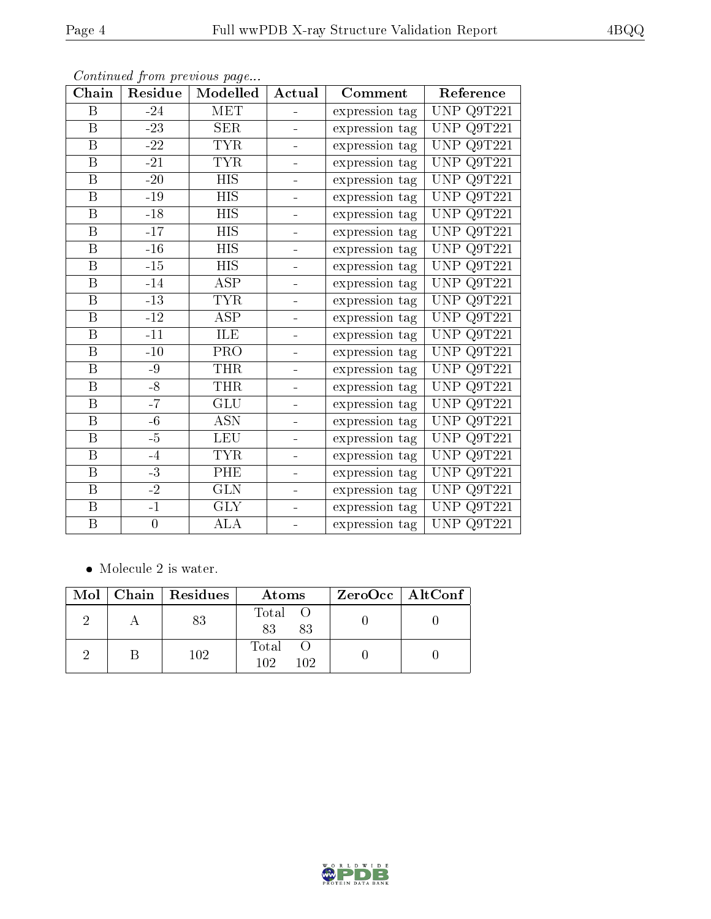*Continued from previous page...*

| Chain | Residue | Modelled | Actual | Comment | Reference |
|---|---|---|---|---|---|
| B | -24 | MET | - | expression tag | UNP Q9T221 |
| B | -23 | SER | - | expression tag | UNP Q9T221 |
| B | -22 | TYR | - | expression tag | UNP Q9T221 |
| B | -21 | TYR | - | expression tag | UNP Q9T221 |
| B | -20 | HIS | - | expression tag | UNP Q9T221 |
| B | -19 | HIS | - | expression tag | UNP Q9T221 |
| B | -18 | HIS | - | expression tag | UNP Q9T221 |
| B | -17 | HIS | - | expression tag | UNP Q9T221 |
| B | -16 | HIS | - | expression tag | UNP Q9T221 |
| B | -15 | HIS | - | expression tag | UNP Q9T221 |
| B | -14 | ASP | - | expression tag | UNP Q9T221 |
| B | -13 | TYR | - | expression tag | UNP Q9T221 |
| B | -12 | ASP | - | expression tag | UNP Q9T221 |
| B | -11 | ILE | - | expression tag | UNP Q9T221 |
| B | -10 | PRO | - | expression tag | UNP Q9T221 |
| B | -9 | THR | - | expression tag | UNP Q9T221 |
| B | -8 | THR | - | expression tag | UNP Q9T221 |
| B | -7 | GLU | - | expression tag | UNP Q9T221 |
| B | -6 | ASN | - | expression tag | UNP Q9T221 |
| B | -5 | LEU | - | expression tag | UNP Q9T221 |
| B | -4 | TYR | - | expression tag | UNP Q9T221 |
| B | -3 | PHE | - | expression tag | UNP Q9T221 |
| B | -2 | GLN | - | expression tag | UNP Q9T221 |
| B | -1 | GLY | - | expression tag | UNP Q9T221 |
| B | 0 | ALA | - | expression tag | UNP Q9T221 |

- Molecule 2 is water.

| Mol | Chain | Residues | Atoms | ZeroOcc | AltConf |
|---|---|---|---|---|---|
| 2 | A | 83 | Total O<br>83 83 | 0 | 0 |
| 2 | B | 102 | Total O<br>102 102 | 0 | 0 |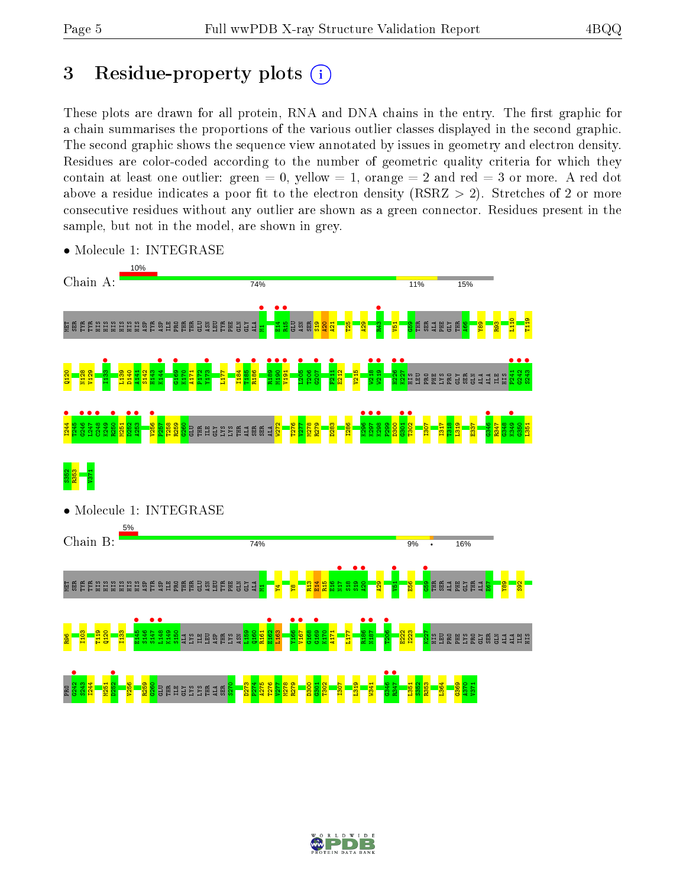# 3 Residue-property plots

These plots are drawn for all protein, RNA and DNA chains in the entry. The first graphic for a chain summarises the proportions of the various outlier classes displayed in the second graphic. The second graphic shows the sequence view annotated by issues in geometry and electron density. Residues are color-coded according to the number of geometric quality criteria for which they contain at least one outlier: green = 0, yellow = 1, orange = 2 and red = 3 or more. A red dot above a residue indicates a poor fit to the electron density (RSRZ > 2). Stretches of 2 or more consecutive residues without any outlier are shown as a green connector. Residues present in the sample, but not in the model, are shown in grey.

- Molecule 1: INTEGRASE

Chain A: 10% | 74% | 11% | 15%

MET SER TYR TYR HIS HIS HIS HIS HIS HIS ASP TYR ASP ILE PRO THR THR GLU ASN LEU TYR PHE GLN GLY ALA M1 E14 R15 GLU ASN SER S19 A20 A21 T25 A29 R43 V51 G59 THR SER ALA PHE GLY THR A66 Y89 R93 L110 T119 Q120 N128 V129 I133 L139 D140 A141 S142 H143 K144 G169 K170 A171 P172 Y173 L177 I184 T185 R186 R189 M190 V191 L205 T206 G207 F211 E212 V215 W218 W219 H226 K227 HIS LEU PRO PHE LYS PRO GLY SER GLN ALA ALA ILE HIS P241 G242 S243 I244 Y245 G246 L247 C248 K249 R250 M251 D252 A253 V256 F257 T258 R259 G260 GLU THR ILE GLY LYS LYS THR ALA SER SER ALA W272 T276 V277 M278 R279 D283 I286 K296 K297 K298 P299 D300 G301 T302 I307 I317 T318 L319 E337 G346 R347 G348 K349 G350 L351 S352 R353 V371

- Molecule 1: INTEGRASE

Chain B: 5% | 74% | 9% | • | 16%

MET SER TYR TYR HIS HIS HIS HIS HIS HIS ASP TYR ASP ILE PRO THR THR GLU ASN LEU TYR PHE GLN GLY ALA M1 Y4 Y8 R13 E14 R15 E16 N17 S18 S19 A20 A29 V51 E56 G59 THR SER ALA PHE GLY THR ALA E67 Y89 S92 R96 I103 T119 Q120 I133 E145 S146 S147 L148 K149 S150 ALA LYS ILE LEU ASP THR LYS ASN L159 Q160 R161 E162 L163 Y166 V167 G168 G169 K170 A171 L177 R186 N187 T206 E222 I223 K227 HIS LEU PRO PHE LYS PRO GLY SER GLN ALA ALA ILE HIS PRO G242 S243 I244 M251 D252 V256 R259 G260 GLU THR ILE GLY LYS LYS THR ALA SER S270 D273 P274 A275 T276 V277 M278 R279 D300 G301 T302 I307 L319 W341 G346 R347 L351 S352 R353 L364 G369 A370 V371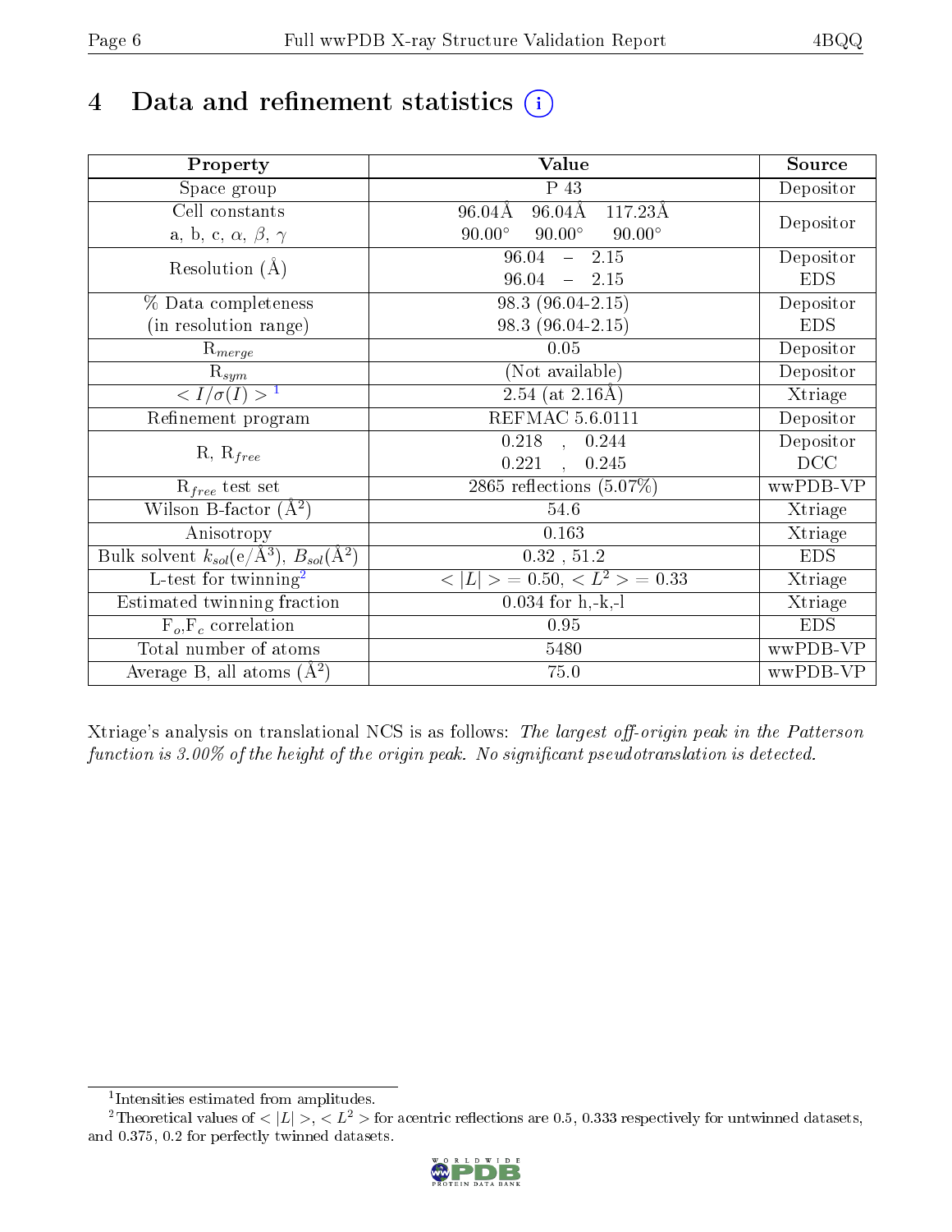# 4 Data and refinement statistics (i)

| Property | Value | Source |
|---|---|---|
| Space group | P 43 | Depositor |
| Cell constants<br>a, b, c, $\alpha$, $\beta$, $\gamma$ | 96.04Å 96.04Å 117.23Å<br>90.00° 90.00° 90.00° | Depositor |
| Resolution (Å) | 96.04 – 2.15<br>96.04 – 2.15 | Depositor<br>EDS |
| % Data completeness<br>(in resolution range) | 98.3 (96.04-2.15)<br>98.3 (96.04-2.15) | Depositor<br>EDS |
| $R_{merge}$ | 0.05 | Depositor |
| $R_{sym}$ | (Not available) | Depositor |
| $< I/\sigma(I) >$ [1] | 2.54 (at 2.16Å) | Xtriage |
| Refinement program | REFMAC 5.6.0111 | Depositor |
| R, $R_{free}$ | 0.218 , 0.244<br>0.221 , 0.245 | Depositor<br>DCC |
| $R_{free}$ test set | 2865 reflections (5.07%) | wwPDB-VP |
| Wilson B-factor (Å$^2$) | 54.6 | Xtriage |
| Anisotropy | 0.163 | Xtriage |
| Bulk solvent $k_{sol}$(e/Å$^3$), $B_{sol}$(Å$^2$) | 0.32 , 51.2 | EDS |
| L-test for twinning[2] | $< \|L\| >$ = 0.50, $< L^2 >$ = 0.33 | Xtriage |
| Estimated twinning fraction | 0.034 for h,-k,-l | Xtriage |
| $F_o$,$F_c$ correlation | 0.95 | EDS |
| Total number of atoms | 5480 | wwPDB-VP |
| Average B, all atoms (Å$^2$) | 75.0 | wwPDB-VP |

Xtriage's analysis on translational NCS is as follows: *The largest off-origin peak in the Patterson function is 3.00% of the height of the origin peak. No significant pseudotranslation is detected.*

[1] Intensities estimated from amplitudes.

[2] Theoretical values of $< |L| >$, $< L^2 >$ for acentric reflections are 0.5, 0.333 respectively for untwinned datasets, and 0.375, 0.2 for perfectly twinned datasets.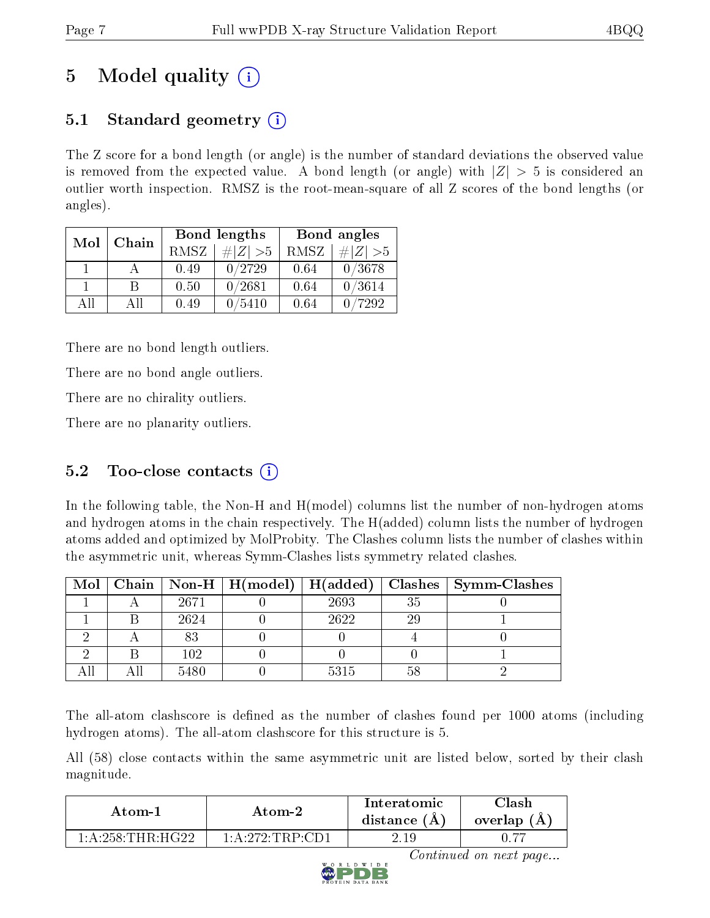# 5 Model quality (i)

## 5.1 Standard geometry (i)

The Z score for a bond length (or angle) is the number of standard deviations the observed value is removed from the expected value. A bond length (or angle) with $|Z| > 5$ is considered an outlier worth inspection. RMSZ is the root-mean-square of all Z scores of the bond lengths (or angles).

| Mol | Chain | Bond lengths | | Bond angles | |
|---|---|---|---|---|---|
| | | RMSZ | $\#\|Z\| > 5$ | RMSZ | $\#\|Z\| > 5$ |
| 1 | A | 0.49 | 0/2729 | 0.64 | 0/3678 |
| 1 | B | 0.50 | 0/2681 | 0.64 | 0/3614 |
| All | All | 0.49 | 0/5410 | 0.64 | 0/7292 |

There are no bond length outliers.

There are no bond angle outliers.

There are no chirality outliers.

There are no planarity outliers.

## 5.2 Too-close contacts (i)

In the following table, the Non-H and H(model) columns list the number of non-hydrogen atoms and hydrogen atoms in the chain respectively. The H(added) column lists the number of hydrogen atoms added and optimized by MolProbity. The Clashes column lists the number of clashes within the asymmetric unit, whereas Symm-Clashes lists symmetry related clashes.

| Mol | Chain | Non-H | H(model) | H(added) | Clashes | Symm-Clashes |
|---|---|---|---|---|---|---|
| 1 | A | 2671 | 0 | 2693 | 35 | 0 |
| 1 | B | 2624 | 0 | 2622 | 29 | 1 |
| 2 | A | 83 | 0 | 0 | 4 | 0 |
| 2 | B | 102 | 0 | 0 | 0 | 1 |
| All | All | 5480 | 0 | 5315 | 58 | 2 |

The all-atom clashscore is defined as the number of clashes found per 1000 atoms (including hydrogen atoms). The all-atom clashscore for this structure is 5.

All (58) close contacts within the same asymmetric unit are listed below, sorted by their clash magnitude.

| Atom-1 | Atom-2 | Interatomic distance (Å) | Clash overlap (Å) |
|---|---|---|---|
| 1:A:258:THR:HG22 | 1:A:272:TRP:CD1 | 2.19 | 0.77 |

*Continued on next page...*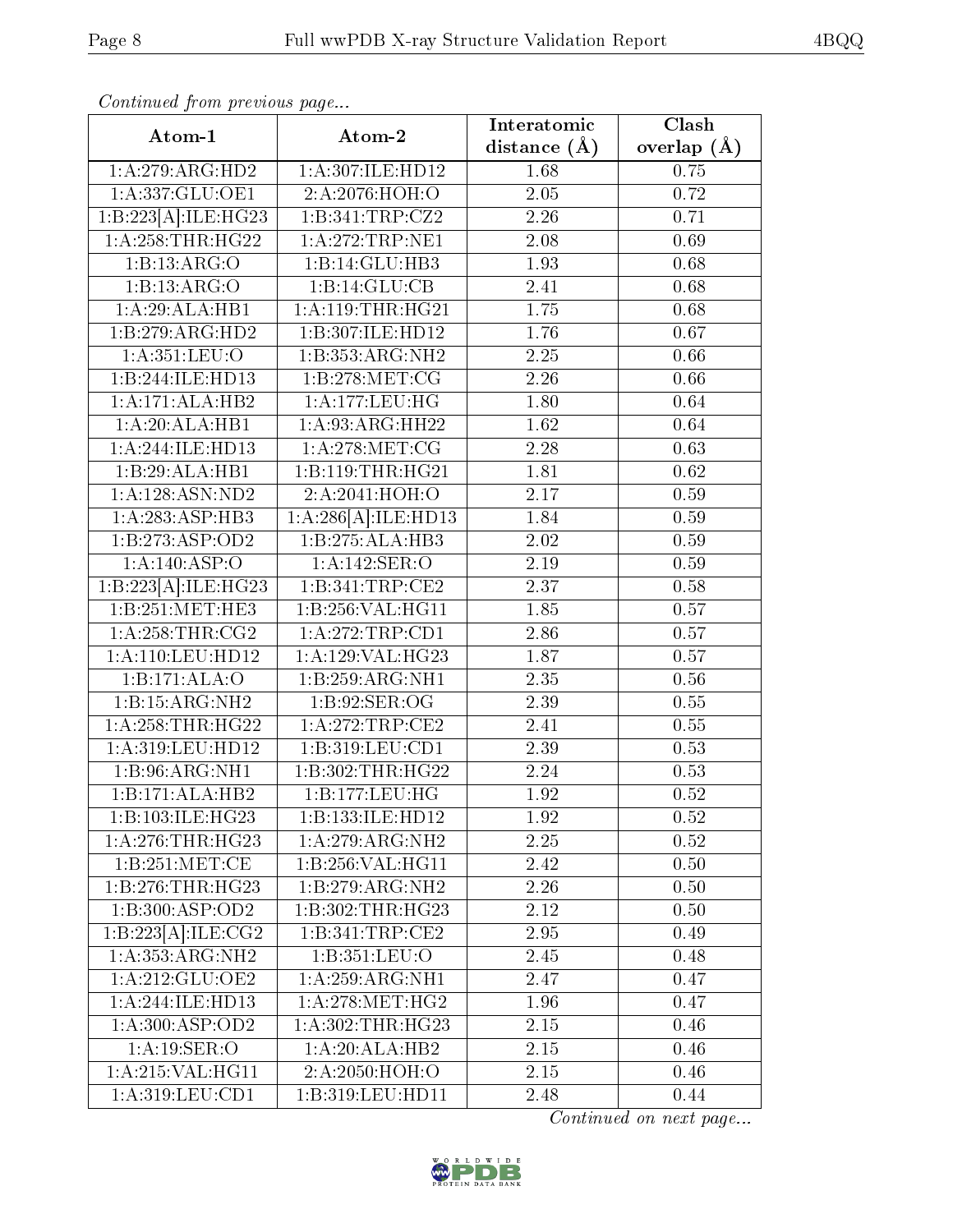*Continued from previous page...*

| Atom-1 | Atom-2 | Interatomic distance (Å) | Clash overlap (Å) |
|---|---|---|---|
| 1:A:279:ARG:HD2 | 1:A:307:ILE:HD12 | 1.68 | 0.75 |
| 1:A:337:GLU:OE1 | 2:A:2076:HOH:O | 2.05 | 0.72 |
| 1:B:223[A]:ILE:HG23 | 1:B:341:TRP:CZ2 | 2.26 | 0.71 |
| 1:A:258:THR:HG22 | 1:A:272:TRP:NE1 | 2.08 | 0.69 |
| 1:B:13:ARG:O | 1:B:14:GLU:HB3 | 1.93 | 0.68 |
| 1:B:13:ARG:O | 1:B:14:GLU:CB | 2.41 | 0.68 |
| 1:A:29:ALA:HB1 | 1:A:119:THR:HG21 | 1.75 | 0.68 |
| 1:B:279:ARG:HD2 | 1:B:307:ILE:HD12 | 1.76 | 0.67 |
| 1:A:351:LEU:O | 1:B:353:ARG:NH2 | 2.25 | 0.66 |
| 1:B:244:ILE:HD13 | 1:B:278:MET:CG | 2.26 | 0.66 |
| 1:A:171:ALA:HB2 | 1:A:177:LEU:HG | 1.80 | 0.64 |
| 1:A:20:ALA:HB1 | 1:A:93:ARG:HH22 | 1.62 | 0.64 |
| 1:A:244:ILE:HD13 | 1:A:278:MET:CG | 2.28 | 0.63 |
| 1:B:29:ALA:HB1 | 1:B:119:THR:HG21 | 1.81 | 0.62 |
| 1:A:128:ASN:ND2 | 2:A:2041:HOH:O | 2.17 | 0.59 |
| 1:A:283:ASP:HB3 | 1:A:286[A]:ILE:HD13 | 1.84 | 0.59 |
| 1:B:273:ASP:OD2 | 1:B:275:ALA:HB3 | 2.02 | 0.59 |
| 1:A:140:ASP:O | 1:A:142:SER:O | 2.19 | 0.59 |
| 1:B:223[A]:ILE:HG23 | 1:B:341:TRP:CE2 | 2.37 | 0.58 |
| 1:B:251:MET:HE3 | 1:B:256:VAL:HG11 | 1.85 | 0.57 |
| 1:A:258:THR:CG2 | 1:A:272:TRP:CD1 | 2.86 | 0.57 |
| 1:A:110:LEU:HD12 | 1:A:129:VAL:HG23 | 1.87 | 0.57 |
| 1:B:171:ALA:O | 1:B:259:ARG:NH1 | 2.35 | 0.56 |
| 1:B:15:ARG:NH2 | 1:B:92:SER:OG | 2.39 | 0.55 |
| 1:A:258:THR:HG22 | 1:A:272:TRP:CE2 | 2.41 | 0.55 |
| 1:A:319:LEU:HD12 | 1:B:319:LEU:CD1 | 2.39 | 0.53 |
| 1:B:96:ARG:NH1 | 1:B:302:THR:HG22 | 2.24 | 0.53 |
| 1:B:171:ALA:HB2 | 1:B:177:LEU:HG | 1.92 | 0.52 |
| 1:B:103:ILE:HG23 | 1:B:133:ILE:HD12 | 1.92 | 0.52 |
| 1:A:276:THR:HG23 | 1:A:279:ARG:NH2 | 2.25 | 0.52 |
| 1:B:251:MET:CE | 1:B:256:VAL:HG11 | 2.42 | 0.50 |
| 1:B:276:THR:HG23 | 1:B:279:ARG:NH2 | 2.26 | 0.50 |
| 1:B:300:ASP:OD2 | 1:B:302:THR:HG23 | 2.12 | 0.50 |
| 1:B:223[A]:ILE:CG2 | 1:B:341:TRP:CE2 | 2.95 | 0.49 |
| 1:A:353:ARG:NH2 | 1:B:351:LEU:O | 2.45 | 0.48 |
| 1:A:212:GLU:OE2 | 1:A:259:ARG:NH1 | 2.47 | 0.47 |
| 1:A:244:ILE:HD13 | 1:A:278:MET:HG2 | 1.96 | 0.47 |
| 1:A:300:ASP:OD2 | 1:A:302:THR:HG23 | 2.15 | 0.46 |
| 1:A:19:SER:O | 1:A:20:ALA:HB2 | 2.15 | 0.46 |
| 1:A:215:VAL:HG11 | 2:A:2050:HOH:O | 2.15 | 0.46 |
| 1:A:319:LEU:CD1 | 1:B:319:LEU:HD11 | 2.48 | 0.44 |

*Continued on next page...*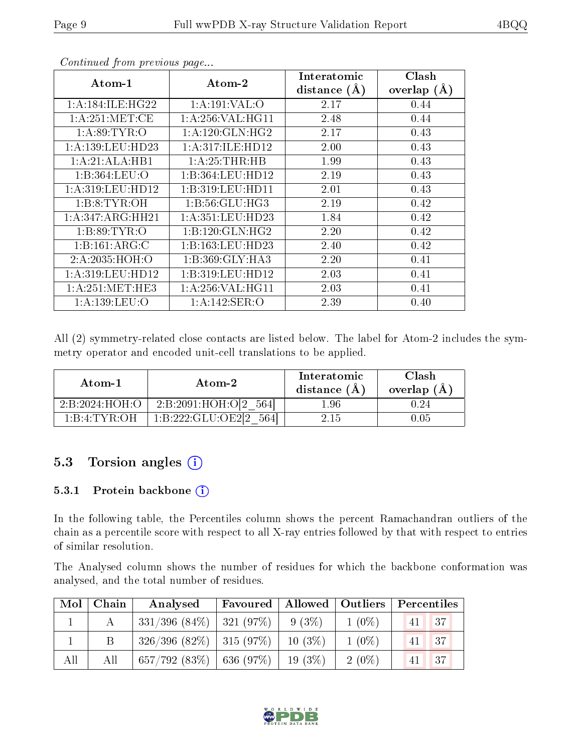*Continued from previous page...*

| Atom-1 | Atom-2 | Interatomic distance (Å) | Clash overlap (Å) |
|---|---|---|---|
| 1:A:184:ILE:HG22 | 1:A:191:VAL:O | 2.17 | 0.44 |
| 1:A:251:MET:CE | 1:A:256:VAL:HG11 | 2.48 | 0.44 |
| 1:A:89:TYR:O | 1:A:120:GLN:HG2 | 2.17 | 0.43 |
| 1:A:139:LEU:HD23 | 1:A:317:ILE:HD12 | 2.00 | 0.43 |
| 1:A:21:ALA:HB1 | 1:A:25:THR:HB | 1.99 | 0.43 |
| 1:B:364:LEU:O | 1:B:364:LEU:HD12 | 2.19 | 0.43 |
| 1:A:319:LEU:HD12 | 1:B:319:LEU:HD11 | 2.01 | 0.43 |
| 1:B:8:TYR:OH | 1:B:56:GLU:HG3 | 2.19 | 0.42 |
| 1:A:347:ARG:HH21 | 1:A:351:LEU:HD23 | 1.84 | 0.42 |
| 1:B:89:TYR:O | 1:B:120:GLN:HG2 | 2.20 | 0.42 |
| 1:B:161:ARG:C | 1:B:163:LEU:HD23 | 2.40 | 0.42 |
| 2:A:2035:HOH:O | 1:B:369:GLY:HA3 | 2.20 | 0.41 |
| 1:A:319:LEU:HD12 | 1:B:319:LEU:HD12 | 2.03 | 0.41 |
| 1:A:251:MET:HE3 | 1:A:256:VAL:HG11 | 2.03 | 0.41 |
| 1:A:139:LEU:O | 1:A:142:SER:O | 2.39 | 0.40 |

All (2) symmetry-related close contacts are listed below. The label for Atom-2 includes the symmetry operator and encoded unit-cell translations to be applied.

| Atom-1 | Atom-2 | Interatomic distance (Å) | Clash overlap (Å) |
|---|---|---|---|
| 2:B:2024:HOH:O | 2:B:2091:HOH:O[2_564] | 1.96 | 0.24 |
| 1:B:4:TYR:OH | 1:B:222:GLU:OE2[2_564] | 2.15 | 0.05 |

## 5.3 Torsion angles

### 5.3.1 Protein backbone

In the following table, the Percentiles column shows the percent Ramachandran outliers of the chain as a percentile score with respect to all X-ray entries followed by that with respect to entries of similar resolution.

The Analysed column shows the number of residues for which the backbone conformation was analysed, and the total number of residues.

| Mol | Chain | Analysed | Favoured | Allowed | Outliers | Percentiles | |
|---|---|---|---|---|---|---|---|
| 1 | A | 331/396 (84%) | 321 (97%) | 9 (3%) | 1 (0%) | 41 | 37 |
| 1 | B | 326/396 (82%) | 315 (97%) | 10 (3%) | 1 (0%) | 41 | 37 |
| All | All | 657/792 (83%) | 636 (97%) | 19 (3%) | 2 (0%) | 41 | 37 |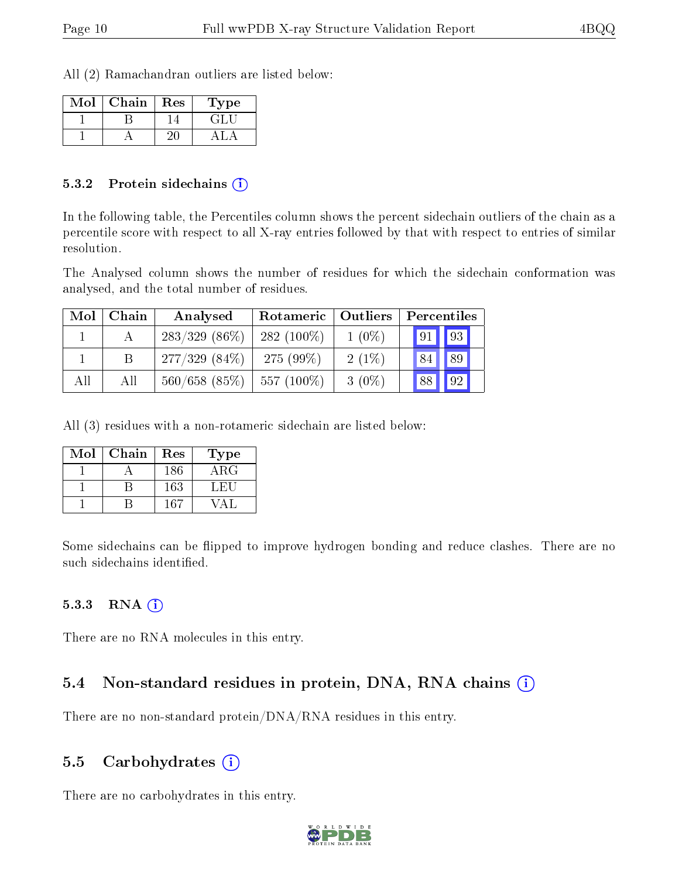All (2) Ramachandran outliers are listed below:

| Mol | Chain | Res | Type |
|---|---|---|---|
| 1 | B | 14 | GLU |
| 1 | A | 20 | ALA |

### 5.3.2 Protein sidechains (i)

In the following table, the Percentiles column shows the percent sidechain outliers of the chain as a percentile score with respect to all X-ray entries followed by that with respect to entries of similar resolution.

The Analysed column shows the number of residues for which the sidechain conformation was analysed, and the total number of residues.

| Mol | Chain | Analysed | Rotameric | Outliers | Percentiles | |
|---|---|---|---|---|---|---|
| 1 | A | 283/329 (86%) | 282 (100%) | 1 (0%) | 91 | 93 |
| 1 | B | 277/329 (84%) | 275 (99%) | 2 (1%) | 84 | 89 |
| All | All | 560/658 (85%) | 557 (100%) | 3 (0%) | 88 | 92 |

All (3) residues with a non-rotameric sidechain are listed below:

| Mol | Chain | Res | Type |
|---|---|---|---|
| 1 | A | 186 | ARG |
| 1 | B | 163 | LEU |
| 1 | B | 167 | VAL |

Some sidechains can be flipped to improve hydrogen bonding and reduce clashes. There are no such sidechains identified.

### 5.3.3 RNA (i)

There are no RNA molecules in this entry.

## 5.4 Non-standard residues in protein, DNA, RNA chains (i)

There are no non-standard protein/DNA/RNA residues in this entry.

## 5.5 Carbohydrates (i)

There are no carbohydrates in this entry.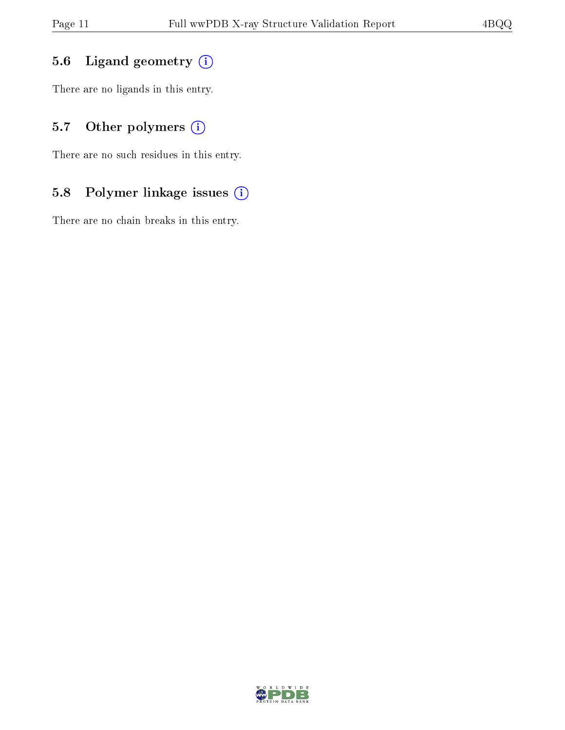### 5.6 Ligand geometry (i)

There are no ligands in this entry.

### 5.7 Other polymers (i)

There are no such residues in this entry.

### 5.8 Polymer linkage issues (i)

There are no chain breaks in this entry.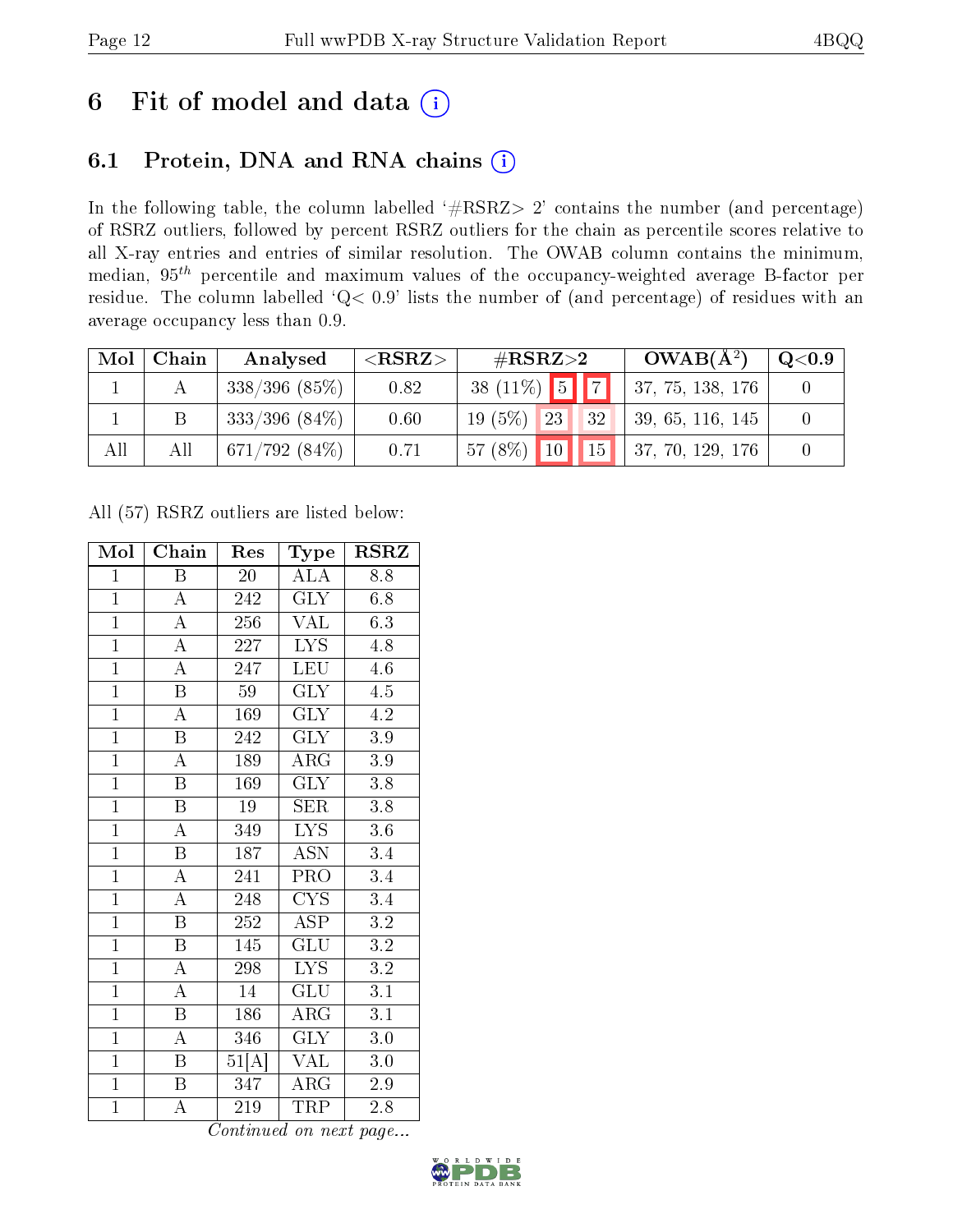# 6 Fit of model and data

## 6.1 Protein, DNA and RNA chains

In the following table, the column labelled '#RSRZ> 2' contains the number (and percentage) of RSRZ outliers, followed by percent RSRZ outliers for the chain as percentile scores relative to all X-ray entries and entries of similar resolution. The OWAB column contains the minimum, median, $95^{th}$ percentile and maximum values of the occupancy-weighted average B-factor per residue. The column labelled 'Q< 0.9' lists the number of (and percentage) of residues with an average occupancy less than 0.9.

| Mol | Chain | Analysed | <RSRZ> | #RSRZ>2 | | | OWAB(Å²) | Q<0.9 |
|---|---|---|---|---|---|---|---|---|
| 1 | A | 338/396 (85%) | 0.82 | 38 (11%) | 5 | 7 | 37, 75, 138, 176 | 0 |
| 1 | B | 333/396 (84%) | 0.60 | 19 (5%) | 23 | 32 | 39, 65, 116, 145 | 0 |
| All | All | 671/792 (84%) | 0.71 | 57 (8%) | 10 | 15 | 37, 70, 129, 176 | 0 |

All (57) RSRZ outliers are listed below:

| Mol | Chain | Res | Type | RSRZ |
|---|---|---|---|---|
| 1 | B | 20 | ALA | 8.8 |
| 1 | A | 242 | GLY | 6.8 |
| 1 | A | 256 | VAL | 6.3 |
| 1 | A | 227 | LYS | 4.8 |
| 1 | A | 247 | LEU | 4.6 |
| 1 | B | 59 | GLY | 4.5 |
| 1 | A | 169 | GLY | 4.2 |
| 1 | B | 242 | GLY | 3.9 |
| 1 | A | 189 | ARG | 3.9 |
| 1 | B | 169 | GLY | 3.8 |
| 1 | B | 19 | SER | 3.8 |
| 1 | A | 349 | LYS | 3.6 |
| 1 | B | 187 | ASN | 3.4 |
| 1 | A | 241 | PRO | 3.4 |
| 1 | A | 248 | CYS | 3.4 |
| 1 | B | 252 | ASP | 3.2 |
| 1 | B | 145 | GLU | 3.2 |
| 1 | A | 298 | LYS | 3.2 |
| 1 | A | 14 | GLU | 3.1 |
| 1 | B | 186 | ARG | 3.1 |
| 1 | A | 346 | GLY | 3.0 |
| 1 | B | 51[A] | VAL | 3.0 |
| 1 | B | 347 | ARG | 2.9 |
| 1 | A | 219 | TRP | 2.8 |

*Continued on next page...*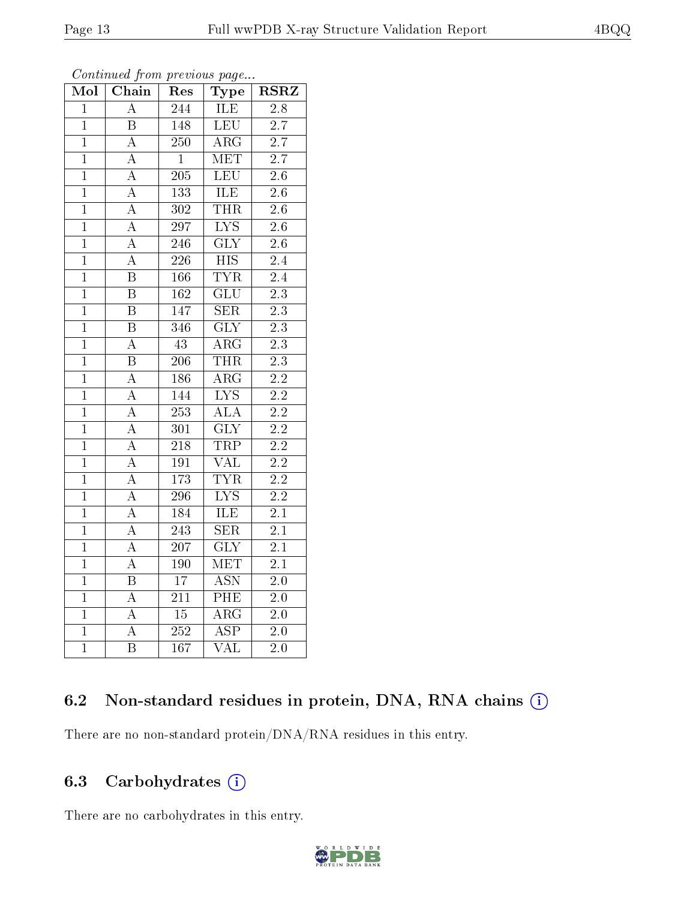*Continued from previous page...*

| Mol | Chain | Res | Type | RSRZ |
|---|---|---|---|---|
| 1 | A | 244 | ILE | 2.8 |
| 1 | B | 148 | LEU | 2.7 |
| 1 | A | 250 | ARG | 2.7 |
| 1 | A | 1 | MET | 2.7 |
| 1 | A | 205 | LEU | 2.6 |
| 1 | A | 133 | ILE | 2.6 |
| 1 | A | 302 | THR | 2.6 |
| 1 | A | 297 | LYS | 2.6 |
| 1 | A | 246 | GLY | 2.6 |
| 1 | A | 226 | HIS | 2.4 |
| 1 | B | 166 | TYR | 2.4 |
| 1 | B | 162 | GLU | 2.3 |
| 1 | B | 147 | SER | 2.3 |
| 1 | B | 346 | GLY | 2.3 |
| 1 | A | 43 | ARG | 2.3 |
| 1 | B | 206 | THR | 2.3 |
| 1 | A | 186 | ARG | 2.2 |
| 1 | A | 144 | LYS | 2.2 |
| 1 | A | 253 | ALA | 2.2 |
| 1 | A | 301 | GLY | 2.2 |
| 1 | A | 218 | TRP | 2.2 |
| 1 | A | 191 | VAL | 2.2 |
| 1 | A | 173 | TYR | 2.2 |
| 1 | A | 296 | LYS | 2.2 |
| 1 | A | 184 | ILE | 2.1 |
| 1 | A | 243 | SER | 2.1 |
| 1 | A | 207 | GLY | 2.1 |
| 1 | A | 190 | MET | 2.1 |
| 1 | B | 17 | ASN | 2.0 |
| 1 | A | 211 | PHE | 2.0 |
| 1 | A | 15 | ARG | 2.0 |
| 1 | A | 252 | ASP | 2.0 |
| 1 | B | 167 | VAL | 2.0 |

### 6.2 Non-standard residues in protein, DNA, RNA chains (i)

There are no non-standard protein/DNA/RNA residues in this entry.

### 6.3 Carbohydrates (i)

There are no carbohydrates in this entry.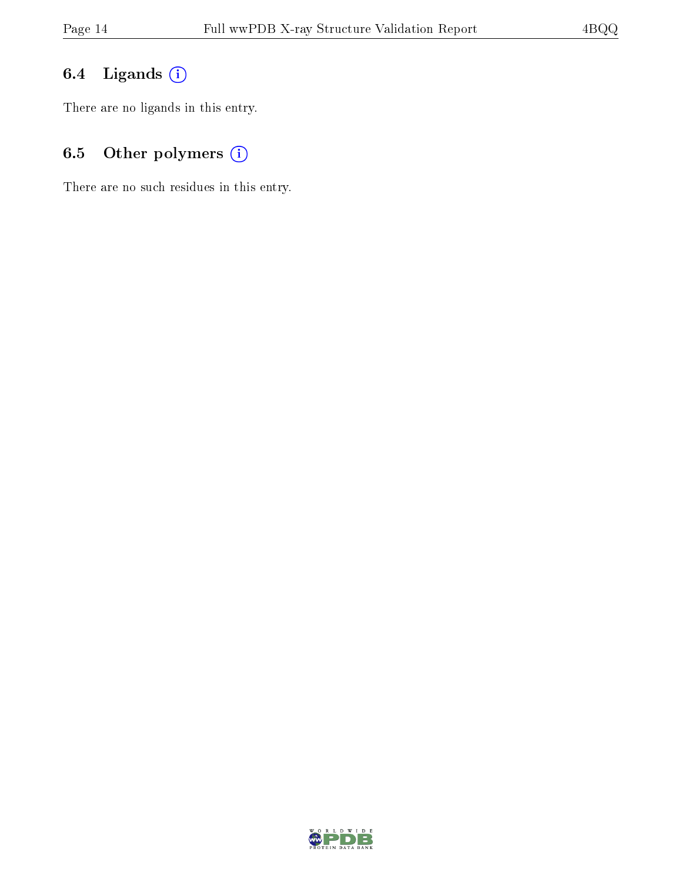### 6.4 Ligands

There are no ligands in this entry.

### 6.5 Other polymers

There are no such residues in this entry.